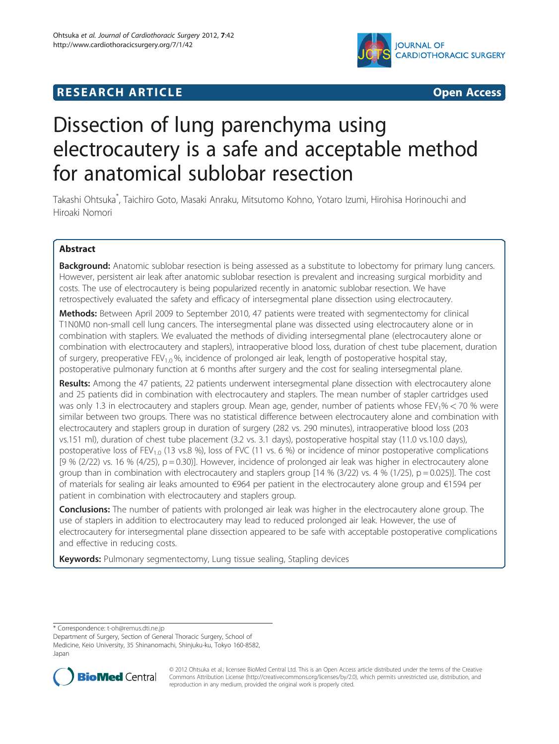RESEARCH ARTICLE Open Access

# Dissection of lung parenchyma using electrocautery is a safe and acceptable method for anatomical sublobar resection

Takashi Ohtsuka*, Taichiro Goto, Masaki Anraku, Mitsutomo Kohno, Yotaro Izumi, Hirohisa Horinouchi and Hiroaki Nomori

## Abstract

**Background:** Anatomic sublobar resection is being assessed as a substitute to lobectomy for primary lung cancers. However, persistent air leak after anatomic sublobar resection is prevalent and increasing surgical morbidity and costs. The use of electrocautery is being popularized recently in anatomic sublobar resection. We have retrospectively evaluated the safety and efficacy of intersegmental plane dissection using electrocautery.

**Methods:** Between April 2009 to September 2010, 47 patients were treated with segmentectomy for clinical T1N0M0 non-small cell lung cancers. The intersegmental plane was dissected using electrocautery alone or in combination with staplers. We evaluated the methods of dividing intersegmental plane (electrocautery alone or combination with electrocautery and staplers), intraoperative blood loss, duration of chest tube placement, duration of surgery, preoperative $FEV_{1.0}$%, incidence of prolonged air leak, length of postoperative hospital stay, postoperative pulmonary function at 6 months after surgery and the cost for sealing intersegmental plane.

**Results:** Among the 47 patients, 22 patients underwent intersegmental plane dissection with electrocautery alone and 25 patients did in combination with electrocautery and staplers. The mean number of stapler cartridges used was only 1.3 in electrocautery and staplers group. Mean age, gender, number of patients whose $FEV_1\% < 70$ % were similar between two groups. There was no statistical difference between electrocautery alone and combination with electrocautery and staplers group in duration of surgery (282 vs. 290 minutes), intraoperative blood loss (203 vs.151 ml), duration of chest tube placement (3.2 vs. 3.1 days), postoperative hospital stay (11.0 vs.10.0 days), postoperative loss of $FEV_{1.0}$ (13 vs.8 %), loss of FVC (11 vs. 6 %) or incidence of minor postoperative complications [9 % (2/22) vs. 16 % (4/25), $p = 0.30$)]. However, incidence of prolonged air leak was higher in electrocautery alone group than in combination with electrocautery and staplers group [14 % (3/22) vs. 4 % (1/25), $p = 0.025$)]. The cost of materials for sealing air leaks amounted to €964 per patient in the electrocautery alone group and €1594 per patient in combination with electrocautery and staplers group.

**Conclusions:** The number of patients with prolonged air leak was higher in the electrocautery alone group. The use of staplers in addition to electrocautery may lead to reduced prolonged air leak. However, the use of electrocautery for intersegmental plane dissection appeared to be safe with acceptable postoperative complications and effective in reducing costs.

**Keywords:** Pulmonary segmentectomy, Lung tissue sealing, Stapling devices

* Correspondence: t-oh@remus.dti.ne.jp
Department of Surgery, Section of General Thoracic Surgery, School of Medicine, Keio University, 35 Shinanomachi, Shinjuku-ku, Tokyo 160-8582, Japan

© 2012 Ohtsuka et al.; licensee BioMed Central Ltd. This is an Open Access article distributed under the terms of the Creative Commons Attribution License (http://creativecommons.org/licenses/by/2.0), which permits unrestricted use, distribution, and reproduction in any medium, provided the original work is properly cited.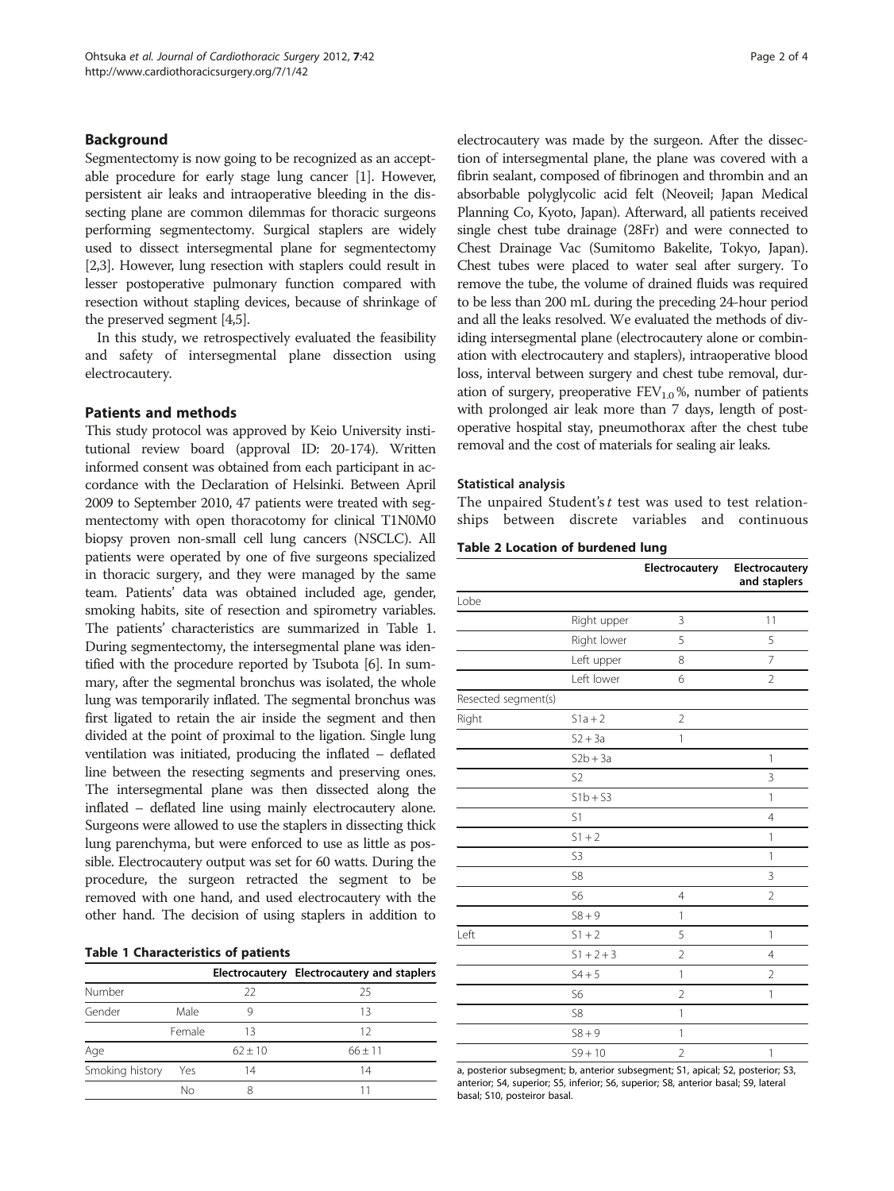## Background

Segmentectomy is now going to be recognized as an acceptable procedure for early stage lung cancer [1]. However, persistent air leaks and intraoperative bleeding in the dissecting plane are common dilemmas for thoracic surgeons performing segmentectomy. Surgical staplers are widely used to dissect intersegmental plane for segmentectomy [2,3]. However, lung resection with staplers could result in lesser postoperative pulmonary function compared with resection without stapling devices, because of shrinkage of the preserved segment [4,5].

In this study, we retrospectively evaluated the feasibility and safety of intersegmental plane dissection using electrocautery.

## Patients and methods

This study protocol was approved by Keio University institutional review board (approval ID: 20-174). Written informed consent was obtained from each participant in accordance with the Declaration of Helsinki. Between April 2009 to September 2010, 47 patients were treated with segmentectomy with open thoracotomy for clinical T1N0M0 biopsy proven non-small cell lung cancers (NSCLC). All patients were operated by one of five surgeons specialized in thoracic surgery, and they were managed by the same team. Patients' data was obtained included age, gender, smoking habits, site of resection and spirometry variables. The patients' characteristics are summarized in Table 1. During segmentectomy, the intersegmental plane was identified with the procedure reported by Tsubota [6]. In summary, after the segmental bronchus was isolated, the whole lung was temporarily inflated. The segmental bronchus was first ligated to retain the air inside the segment and then divided at the point of proximal to the ligation. Single lung ventilation was initiated, producing the inflated – deflated line between the resecting segments and preserving ones. The intersegmental plane was then dissected along the inflated – deflated line using mainly electrocautery alone. Surgeons were allowed to use the staplers in dissecting thick lung parenchyma, but were enforced to use as little as possible. Electrocautery output was set for 60 watts. During the procedure, the surgeon retracted the segment to be removed with one hand, and used electrocautery with the other hand. The decision of using staplers in addition to electrocautery was made by the surgeon. After the dissection of intersegmental plane, the plane was covered with a fibrin sealant, composed of fibrinogen and thrombin and an absorbable polyglycolic acid felt (Neoveil; Japan Medical Planning Co, Kyoto, Japan). Afterward, all patients received single chest tube drainage (28Fr) and were connected to Chest Drainage Vac (Sumitomo Bakelite, Tokyo, Japan). Chest tubes were placed to water seal after surgery. To remove the tube, the volume of drained fluids was required to be less than 200 mL during the preceding 24-hour period and all the leaks resolved. We evaluated the methods of dividing intersegmental plane (electrocautery alone or combination with electrocautery and staplers), intraoperative blood loss, interval between surgery and chest tube removal, duration of surgery, preoperative $FEV_{1.0}$ %, number of patients with prolonged air leak more than 7 days, length of postoperative hospital stay, pneumothorax after the chest tube removal and the cost of materials for sealing air leaks.

**Table 1 Characteristics of patients**

| | | Electrocautery | Electrocautery and staplers |
|---|---|---|---|
| Number | | 22 | 25 |
| Gender | Male | 9 | 13 |
| | Female | 13 | 12 |
| Age | | 62 ± 10 | 66 ± 11 |
| Smoking history | Yes | 14 | 14 |
| | No | 8 | 11 |

### Statistical analysis

The unpaired Student's *t* test was used to test relationships between discrete variables and continuous

**Table 2 Location of burdened lung**

| | | Electrocautery | Electrocautery and staplers |
|---|---|---|---|
| Lobe | | | |
| | Right upper | 3 | 11 |
| | Right lower | 5 | 5 |
| | Left upper | 8 | 7 |
| | Left lower | 6 | 2 |
| Resected segment(s) | | | |
| Right | S1a + 2 | 2 | |
| | S2 + 3a | 1 | |
| | S2b + 3a | | 1 |
| | S2 | | 3 |
| | S1b + S3 | | 1 |
| | S1 | | 4 |
| | S1 + 2 | | 1 |
| | S3 | | 1 |
| | S8 | | 3 |
| | S6 | 4 | 2 |
| | S8 + 9 | 1 | |
| Left | S1 + 2 | 5 | 1 |
| | S1 + 2 + 3 | 2 | 4 |
| | S4 + 5 | 1 | 2 |
| | S6 | 2 | 1 |
| | S8 | 1 | |
| | S8 + 9 | 1 | |
| | S9 + 10 | 2 | 1 |

a, posterior subsegment; b, anterior subsegment; S1, apical; S2, posterior; S3, anterior; S4, superior; S5, inferior; S6, superior; S8, anterior basal; S9, lateral basal; S10, posteiror basal.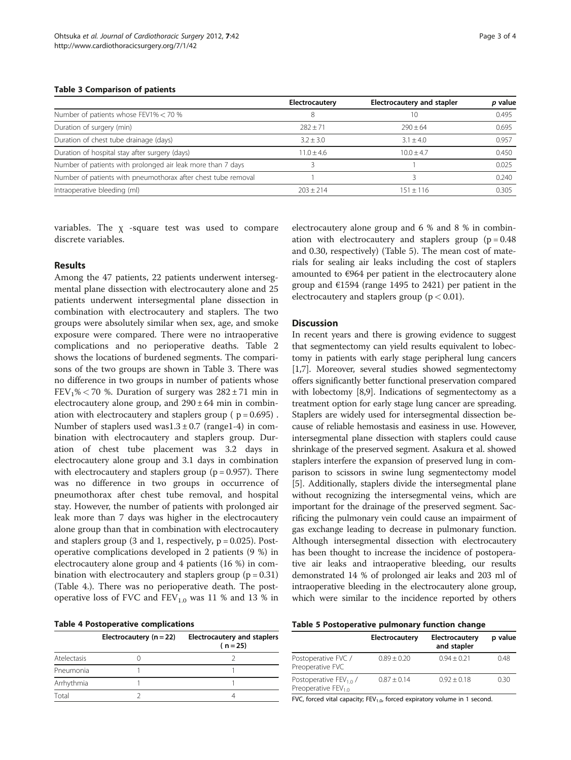**Table 3 Comparison of patients**

| | Electrocautery | Electrocautery and stapler | *p* value |
|---|---|---|---|
| Number of patients whose FEV1% < 70 % | 8 | 10 | 0.495 |
| Duration of surgery (min) | 282 ± 71 | 290 ± 64 | 0.695 |
| Duration of chest tube drainage (days) | 3.2 ± 3.0 | 3.1 ± 4.0 | 0.957 |
| Duration of hospital stay after surgery (days) | 11.0 ± 4.6 | 10.0 ± 4.7 | 0.450 |
| Number of patients with prolonged air leak more than 7 days | 3 | 1 | 0.025 |
| Number of patients with pneumothorax after chest tube removal | 1 | 3 | 0.240 |
| Intraoperative bleeding (ml) | 203 ± 214 | 151 ± 116 | 0.305 |

variables. The χ -square test was used to compare discrete variables.

## Results

Among the 47 patients, 22 patients underwent intersegmental plane dissection with electrocautery alone and 25 patients underwent intersegmental plane dissection in combination with electrocautery and staplers. The two groups were absolutely similar when sex, age, and smoke exposure were compared. There were no intraoperative complications and no perioperative deaths. Table 2 shows the locations of burdened segments. The comparisons of the two groups are shown in Table 3. There was no difference in two groups in number of patients whose $FEV_1\% < 70$ %. Duration of surgery was $282 \pm 71$ min in electrocautery alone group, and $290 \pm 64$ min in combination with electrocautery and staplers group ( $p = 0.695$) . Number of staplers used was$1.3 \pm 0.7$ (range1-4) in combination with electrocautery and staplers group. Duration of chest tube placement was 3.2 days in electrocautery alone group and 3.1 days in combination with electrocautery and staplers group ($p = 0.957$). There was no difference in two groups in occurrence of pneumothorax after chest tube removal, and hospital stay. However, the number of patients with prolonged air leak more than 7 days was higher in the electrocautery alone group than that in combination with electrocautery and staplers group (3 and 1, respectively, $p = 0.025$). Postoperative complications developed in 2 patients (9 %) in electrocautery alone group and 4 patients (16 %) in combination with electrocautery and staplers group ($p = 0.31$) (Table 4.). There was no perioperative death. The postoperative loss of FVC and $FEV_{1.0}$ was 11 % and 13 % in electrocautery alone group and 6 % and 8 % in combination with electrocautery and staplers group ($p = 0.48$ and 0.30, respectively) (Table 5). The mean cost of materials for sealing air leaks including the cost of staplers amounted to €964 per patient in the electrocautery alone group and €1594 (range 1495 to 2421) per patient in the electrocautery and staplers group ($p < 0.01$).

**Table 4 Postoperative complications**

| | Electrocautery (n = 22) | Electrocautery and staplers ( n = 25) |
|---|---|---|
| Atelectasis | 0 | 2 |
| Pneumonia | 1 | 1 |
| Arrhythmia | 1 | 1 |
| Total | 2 | 4 |

**Table 5 Postoperative pulmonary function change**

| | Electrocautery | Electrocautery and stapler | p value |
|---|---|---|---|
| Postoperative FVC / Preoperative FVC | 0.89 ± 0.20 | 0.94 ± 0.21 | 0.48 |
| Postoperative $FEV_{1.0}$ / Preoperative $FEV_{1.0}$ | 0.87 ± 0.14 | 0.92 ± 0.18 | 0.30 |

FVC, forced vital capacity; $FEV_{1.0}$, forced expiratory volume in 1 second.

## Discussion

In recent years and there is growing evidence to suggest that segmentectomy can yield results equivalent to lobectomy in patients with early stage peripheral lung cancers [1,7]. Moreover, several studies showed segmentectomy offers significantly better functional preservation compared with lobectomy [8,9]. Indications of segmentectomy as a treatment option for early stage lung cancer are spreading. Staplers are widely used for intersegmental dissection because of reliable hemostasis and easiness in use. However, intersegmental plane dissection with staplers could cause shrinkage of the preserved segment. Asakura et al. showed staplers interfere the expansion of preserved lung in comparison to scissors in swine lung segmentectomy model [5]. Additionally, staplers divide the intersegmental plane without recognizing the intersegmental veins, which are important for the drainage of the preserved segment. Sacrificing the pulmonary vein could cause an impairment of gas exchange leading to decrease in pulmonary function. Although intersegmental dissection with electrocautery has been thought to increase the incidence of postoperative air leaks and intraoperative bleeding, our results demonstrated 14 % of prolonged air leaks and 203 ml of intraoperative bleeding in the electrocautery alone group, which were similar to the incidence reported by others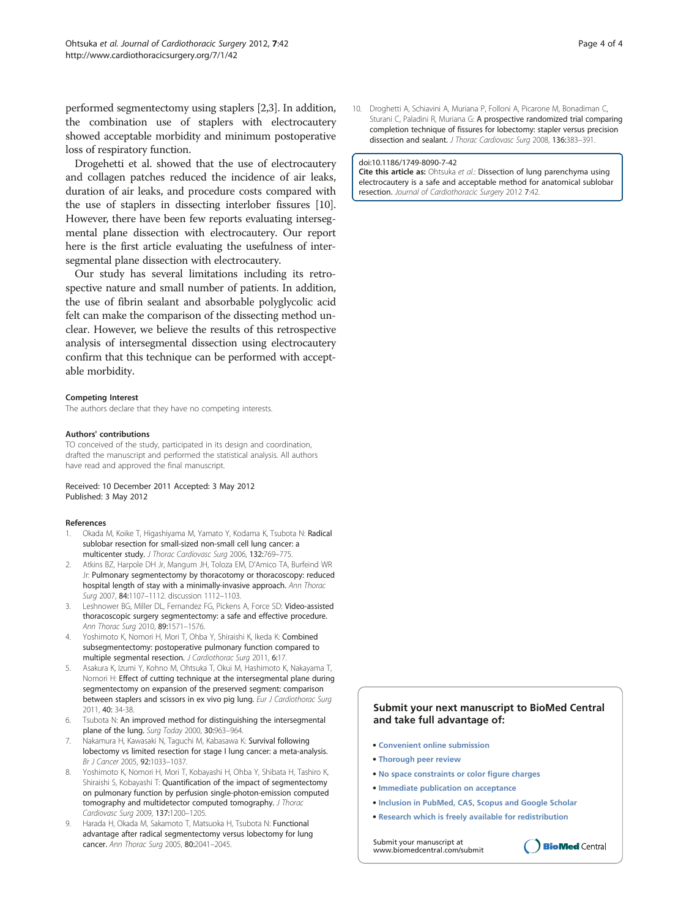performed segmentectomy using staplers [2,3]. In addition, the combination use of staplers with electrocautery showed acceptable morbidity and minimum postoperative loss of respiratory function.

Drogehetti et al. showed that the use of electrocautery and collagen patches reduced the incidence of air leaks, duration of air leaks, and procedure costs compared with the use of staplers in dissecting interlober fissures [10]. However, there have been few reports evaluating intersegmental plane dissection with electrocautery. Our report here is the first article evaluating the usefulness of intersegmental plane dissection with electrocautery.

Our study has several limitations including its retrospective nature and small number of patients. In addition, the use of fibrin sealant and absorbable polyglycolic acid felt can make the comparison of the dissecting method unclear. However, we believe the results of this retrospective analysis of intersegmental dissection using electrocautery confirm that this technique can be performed with acceptable morbidity.

#### Competing Interest

The authors declare that they have no competing interests.

#### Authors' contributions

TO conceived of the study, participated in its design and coordination, drafted the manuscript and performed the statistical analysis. All authors have read and approved the final manuscript.

Received: 10 December 2011 Accepted: 3 May 2012
Published: 3 May 2012

#### References

1. Okada M, Koike T, Higashiyama M, Yamato Y, Kodama K, Tsubota N: **Radical sublobar resection for small-sized non-small cell lung cancer: a multicenter study.** *J Thorac Cardiovasc Surg* 2006, **132:**769–775.
2. Atkins BZ, Harpole DH Jr, Mangum JH, Toloza EM, D'Amico TA, Burfeind WR Jr: **Pulmonary segmentectomy by thoracotomy or thoracoscopy: reduced hospital length of stay with a minimally-invasive approach.** *Ann Thorac Surg* 2007, **84:**1107–1112. discussion 1112–1103.
3. Leshnower BG, Miller DL, Fernandez FG, Pickens A, Force SD: **Video-assisted thoracoscopic surgery segmentectomy: a safe and effective procedure.** *Ann Thorac Surg* 2010, **89:**1571–1576.
4. Yoshimoto K, Nomori H, Mori T, Ohba Y, Shiraishi K, Ikeda K: **Combined subsegmentectomy: postoperative pulmonary function compared to multiple segmental resection.** *J Cardiothorac Surg* 2011, **6:**17.
5. Asakura K, Izumi Y, Kohno M, Ohtsuka T, Okui M, Hashimoto K, Nakayama T, Nomori H: **Effect of cutting technique at the intersegmental plane during segmentectomy on expansion of the preserved segment: comparison between staplers and scissors in ex vivo pig lung.** *Eur J Cardiothorac Surg* 2011, **40:** 34-38.
6. Tsubota N: **An improved method for distinguishing the intersegmental plane of the lung.** *Surg Today* 2000, **30:**963–964.
7. Nakamura H, Kawasaki N, Taguchi M, Kabasawa K: **Survival following lobectomy vs limited resection for stage I lung cancer: a meta-analysis.** *Br J Cancer* 2005, **92:**1033–1037.
8. Yoshimoto K, Nomori H, Mori T, Kobayashi H, Ohba Y, Shibata H, Tashiro K, Shiraishi S, Kobayashi T: **Quantification of the impact of segmentectomy on pulmonary function by perfusion single-photon-emission computed tomography and multidetector computed tomography.** *J Thorac Cardiovasc Surg* 2009, **137:**1200–1205.
9. Harada H, Okada M, Sakamoto T, Matsuoka H, Tsubota N: **Functional advantage after radical segmentectomy versus lobectomy for lung cancer.** *Ann Thorac Surg* 2005, **80:**2041–2045.
10. Droghetti A, Schiavini A, Muriana P, Folloni A, Picarone M, Bonadiman C, Sturani C, Paladini R, Muriana G: **A prospective randomized trial comparing completion technique of fissures for lobectomy: stapler versus precision dissection and sealant.** *J Thorac Cardiovasc Surg* 2008, **136:**383–391.

doi:10.1186/1749-8090-7-42
**Cite this article as:** Ohtsuka *et al.*: Dissection of lung parenchyma using electrocautery is a safe and acceptable method for anatomical sublobar resection. *Journal of Cardiothoracic Surgery* 2012 **7**:42.

**Submit your next manuscript to BioMed Central and take full advantage of:**

- Convenient online submission
- Thorough peer review
- No space constraints or color figure charges
- Immediate publication on acceptance
- Inclusion in PubMed, CAS, Scopus and Google Scholar
- Research which is freely available for redistribution

Submit your manuscript at
www.biomedcentral.com/submit